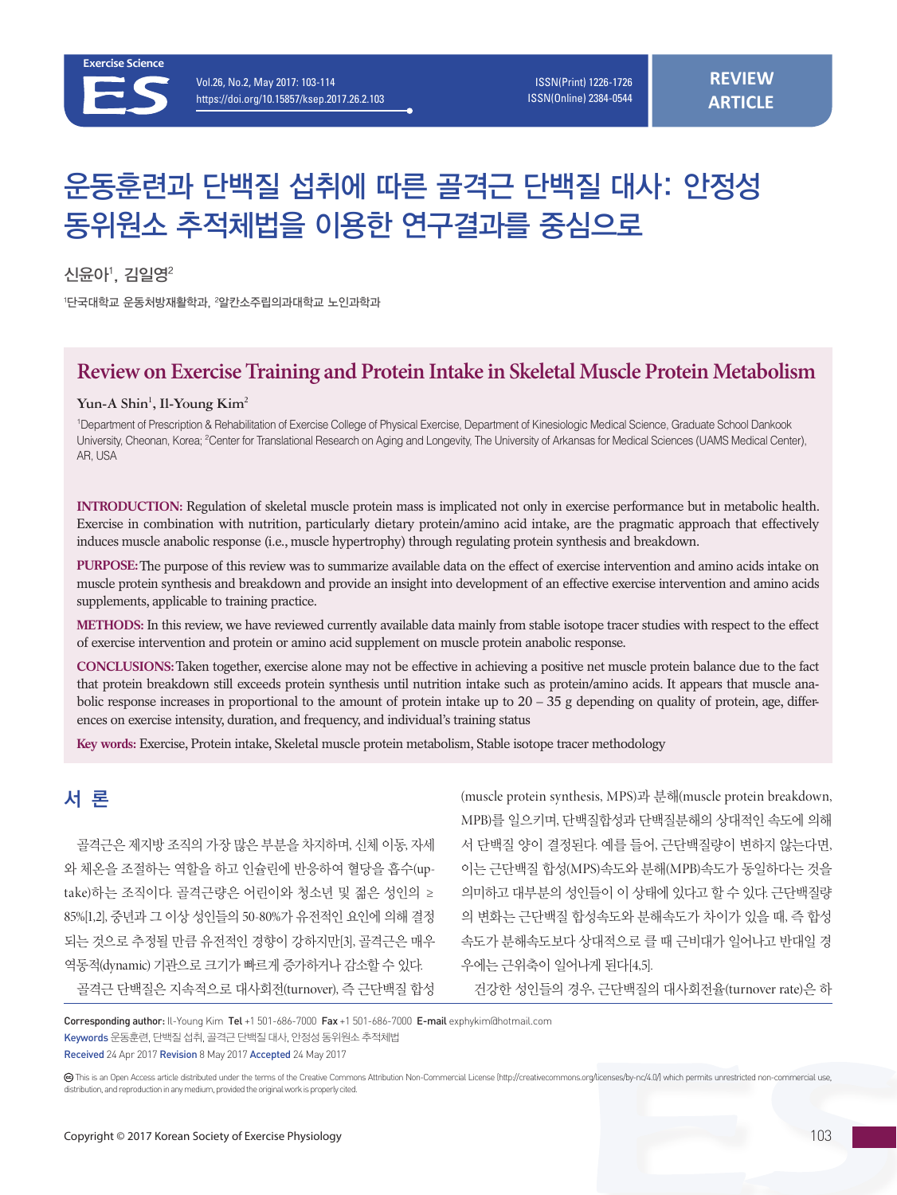# 운동훈련과 단백질 섭취에 따른 골격근 단백질 대사: 안정성 동위원소 추적체법을 이용한 연구결과를 중심으로

신윤아[1], 김일영[2]

[1]단국대학교 운동처방재활학과, [2]알칸소주립의과대학교 노인과학과

## Review on Exercise Training and Protein Intake in Skeletal Muscle Protein Metabolism

Yun-A Shin[1], Il-Young Kim[2]

[1]Department of Prescription & Rehabilitation of Exercise College of Physical Exercise, Department of Kinesiologic Medical Science, Graduate School Dankook University, Cheonan, Korea; [2]Center for Translational Research on Aging and Longevity, The University of Arkansas for Medical Sciences (UAMS Medical Center), AR, USA

**INTRODUCTION:** Regulation of skeletal muscle protein mass is implicated not only in exercise performance but in metabolic health. Exercise in combination with nutrition, particularly dietary protein/amino acid intake, are the pragmatic approach that effectively induces muscle anabolic response (i.e., muscle hypertrophy) through regulating protein synthesis and breakdown.

**PURPOSE:** The purpose of this review was to summarize available data on the effect of exercise intervention and amino acids intake on muscle protein synthesis and breakdown and provide an insight into development of an effective exercise intervention and amino acids supplements, applicable to training practice.

**METHODS:** In this review, we have reviewed currently available data mainly from stable isotope tracer studies with respect to the effect of exercise intervention and protein or amino acid supplement on muscle protein anabolic response.

**CONCLUSIONS:** Taken together, exercise alone may not be effective in achieving a positive net muscle protein balance due to the fact that protein breakdown still exceeds protein synthesis until nutrition intake such as protein/amino acids. It appears that muscle anabolic response increases in proportional to the amount of protein intake up to 20 – 35 g depending on quality of protein, age, differences on exercise intensity, duration, and frequency, and individual's training status

**Key words:** Exercise, Protein intake, Skeletal muscle protein metabolism, Stable isotope tracer methodology

## 서 론

골격근은 제지방 조직의 가장 많은 부분을 차지하며, 신체 이동, 자세와 체온을 조절하는 역할을 하고 인슐린에 반응하여 혈당을 흡수(uptake)하는 조직이다. 골격근량은 어린이와 청소년 및 젊은 성인의 ≥ 85%[1,2], 중년과 그 이상 성인들의 50-80%가 유전적인 요인에 의해 결정되는 것으로 추정될 만큼 유전적인 경향이 강하지만[3], 골격근은 매우 역동적(dynamic) 기관으로 크기가 빠르게 증가하거나 감소할 수 있다.

골격근 단백질은 지속적으로 대사회전(turnover), 즉 근단백질 합성(muscle protein synthesis, MPS)과 분해(muscle protein breakdown, MPB)를 일으키며, 단백질합성과 단백질분해의 상대적인 속도에 의해서 단백질 양이 결정된다. 예를 들어, 근단백질량이 변하지 않는다면, 이는 근단백질 합성(MPS)속도와 분해(MPB)속도가 동일하다는 것을 의미하고 대부분의 성인들이 이 상태에 있다고 할 수 있다. 근단백질량의 변화는 근단백질 합성속도와 분해속도가 차이가 있을 때, 즉 합성속도가 분해속도보다 상대적으로 클 때 근비대가 일어나고 반대일 경우에는 근위축이 일어나게 된다[4,5].

건강한 성인들의 경우, 근단백질의 대사회전율(turnover rate)은 하

Corresponding author: Il-Young Kim Tel +1 501-686-7000 Fax +1 501-686-7000 E-mail exphykim@hotmail.com

Keywords 운동훈련, 단백질 섭취, 골격근 단백질 대사, 안정성 동위원소 추적체법

Received 24 Apr 2017 Revision 8 May 2017 Accepted 24 May 2017

This is an Open Access article distributed under the terms of the Creative Commons Attribution Non-Commercial License (http://creativecommons.org/licenses/by-nc/4.0/) which permits unrestricted non-commercial use, distribution, and reproduction in any medium, provided the original work is properly cited.

Copyright © 2017 Korean Society of Exercise Physiology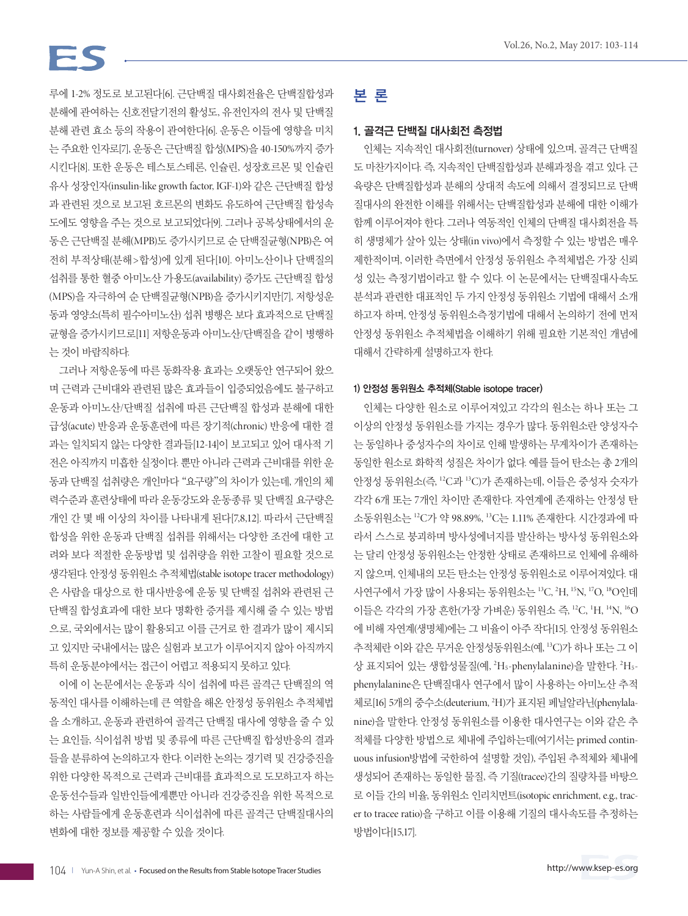루에 1-2% 정도로 보고된다[6]. 근단백질 대사회전율은 단백질합성과 분해에 관여하는 신호전달기전의 활성도, 유전인자의 전사 및 단백질 분해 관련 효소 등의 작용이 관여한다[6]. 운동은 이들에 영향을 미치는 주요한 인자로[7], 운동은 근단백질 합성(MPS)을 40-150%까지 증가시킨다[8]. 또한 운동은 테스토스테론, 인슐린, 성장호르몬 및 인슐린 유사 성장인자(insulin-like growth factor, IGF-1)와 같은 근단백질 합성과 관련된 것으로 보고된 호르몬의 변화도 유도하여 근단백질 합성속도에도 영향을 주는 것으로 보고되었다[9]. 그러나 공복상태에서의 운동은 근단백질 분해(MPB)도 증가시키므로 순 단백질균형(NPB)은 여전히 부적상태(분해>합성)에 있게 된다[10]. 아미노산이나 단백질의 섭취를 통한 혈중 아미노산 가용도(availability) 증가도 근단백질 합성(MPS)을 자극하여 순 단백질균형(NPB)을 증가시키지만[7], 저항성운동과 영양소(특히 필수아미노산) 섭취 병행은 보다 효과적으로 단백질 균형을 증가시키므로[11] 저항운동과 아미노산/단백질을 같이 병행하는 것이 바람직하다.

그러나 저항운동에 따른 동화작용 효과는 오랫동안 연구되어 왔으며 근력과 근비대와 관련된 많은 효과들이 입증되었음에도 불구하고 운동과 아미노산/단백질 섭취에 따른 근단백질 합성과 분해에 대한 급성(acute) 반응과 운동훈련에 따른 장기적(chronic) 반응에 대한 결과는 일치되지 않는 다양한 결과들[12-14]이 보고되고 있어 대사적 기전은 아직까지 미흡한 실정이다. 뿐만 아니라 근력과 근비대를 위한 운동과 단백질 섭취량은 개인마다 "요구량"의 차이가 있는데, 개인의 체력수준과 훈련상태에 따라 운동강도와 운동종류 및 단백질 요구량은 개인 간 몇 배 이상의 차이를 나타내게 된다[7,8,12]. 따라서 근단백질 합성을 위한 운동과 단백질 섭취를 위해서는 다양한 조건에 대한 고려와 보다 적절한 운동방법 및 섭취량을 위한 고찰이 필요할 것으로 생각된다. 안정성 동위원소 추적체법(stable isotope tracer methodology)은 사람을 대상으로 한 대사반응에 운동 및 단백질 섭취와 관련된 근단백질 합성효과에 대한 보다 명확한 증거를 제시해 줄 수 있는 방법으로, 국외에서는 많이 활용되고 이를 근거로 한 결과가 많이 제시되고 있지만 국내에서는 많은 실험과 보고가 이루어지지 않아 아직까지 특히 운동분야에서는 접근이 어렵고 적용되지 못하고 있다.

이에 이 논문에서는 운동과 식이 섭취에 따른 골격근 단백질의 역동적인 대사를 이해하는데 큰 역할을 해온 안정성 동위원소 추적체법을 소개하고, 운동과 관련하여 골격근 단백질 대사에 영향을 줄 수 있는 요인들, 식이섭취 방법 및 종류에 따른 근단백질 합성반응의 결과들을 분류하여 논의하고자 한다. 이러한 논의는 경기력 및 건강증진을 위한 다양한 목적으로 근력과 근비대를 효과적으로 도모하고자 하는 운동선수들과 일반인들에게뿐만 아니라 건강증진을 위한 목적으로 하는 사람들에게 운동훈련과 식이섭취에 따른 골격근 단백질대사의 변화에 대한 정보를 제공할 수 있을 것이다.

# 본 론

## 1. 골격근 단백질 대사회전 측정법

인체는 지속적인 대사회전(turnover) 상태에 있으며, 골격근 단백질도 마찬가지이다. 즉, 지속적인 단백질합성과 분해과정을 겪고 있다. 근육량은 단백질합성과 분해의 상대적 속도에 의해서 결정되므로 단백질대사의 완전한 이해를 위해서는 단백질합성과 분해에 대한 이해가 함께 이루어져야 한다. 그러나 역동적인 인체의 단백질 대사회전을 특히 생명체가 살아 있는 상태(in vivo)에서 측정할 수 있는 방법은 매우 제한적이며, 이러한 측면에서 안정성 동위원소 추적체법은 가장 신뢰성 있는 측정기법이라고 할 수 있다. 이 논문에서는 단백질대사속도 분석과 관련한 대표적인 두 가지 안정성 동위원소 기법에 대해서 소개하고자 하며, 안정성 동위원소측정기법에 대해서 논의하기 전에 먼저 안정성 동위원소 추적체법을 이해하기 위해 필요한 기본적인 개념에 대해서 간략하게 설명하고자 한다.

### 1) 안정성 동위원소 추적체(Stable isotope tracer)

인체는 다양한 원소로 이루어져있고 각각의 원소는 하나 또는 그 이상의 안정성 동위원소를 가지는 경우가 많다. 동위원소란 양성자수는 동일하나 중성자수의 차이로 인해 발생하는 무게차이가 존재하는 동일한 원소로 화학적 성질은 차이가 없다. 예를 들어 탄소는 총 2개의 안정성 동위원소(즉, $^{12}C$과 $^{13}C$)가 존재하는데, 이들은 중성자 숫자가 각각 6개 또는 7개인 차이만 존재한다. 자연계에 존재하는 안정성 탄소동위원소는 $^{12}C$가 약 98.89%, $^{13}C$는 1.11% 존재한다. 시간경과에 따라서 스스로 붕괴하며 방사성에너지를 발산하는 방사성 동위원소와는 달리 안정성 동위원소는 안정한 상태로 존재하므로 인체에 유해하지 않으며, 인체내의 모든 탄소는 안정성 동위원소로 이루어져있다. 대사연구에서 가장 많이 사용되는 동위원소는 $^{13}C$, $^{2}H$, $^{15}N$, $^{17}O$, $^{18}O$인데 이들은 각각의 가장 흔한(가장 가벼운) 동위원소 즉, $^{12}C$, $^{1}H$, $^{14}N$, $^{16}O$에 비해 자연계(생명체)에는 그 비율이 아주 작다[15]. 안정성 동위원소 추적체란 이와 같은 무거운 안정성동위원소(예, $^{13}C$)가 하나 또는 그 이상 표지되어 있는 생합성물질(예, $^{2}H_5$-phenylalanine)을 말한다. $^{2}H_5$-phenylalanine은 단백질대사 연구에서 많이 사용하는 아미노산 추적체로[16] 5개의 중수소(deuterium, $^{2}H$)가 표지된 페닐알라닌(phenylalanine)을 말한다. 안정성 동위원소를 이용한 대사연구는 이와 같은 추적체를 다양한 방법으로 체내에 주입하는데(여기서는 primed continuous infusion방법에 국한하여 설명할 것임), 주입된 추적체와 체내에 생성되어 존재하는 동일한 물질, 즉 기질(tracee)간의 질량차를 바탕으로 이들 간의 비율, 동위원소 인리치먼트(isotopic enrichment, e.g., tracer to tracee ratio)을 구하고 이를 이용해 기질의 대사속도를 추정하는 방법이다[15,17].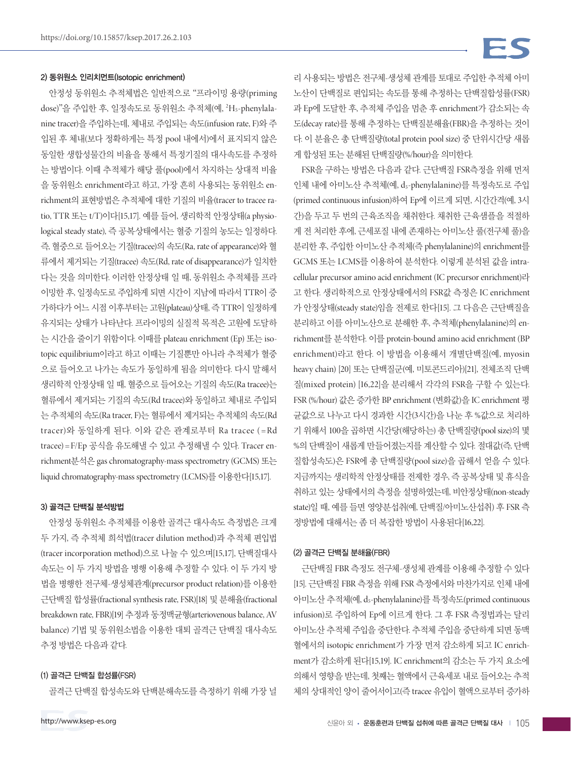### 2) 동위원소 인리치먼트(Isotopic enrichment)

안정성 동위원소 추적체법은 일반적으로 "프라이밍 용량(priming dose)"을 주입한 후, 일정속도로 동위원소 추적체(예, $^2H_5$-phenylalanine tracer)을 주입하는데, 체내로 주입되는 속도(infusion rate, F)와 주입된 후 체내(보다 정확하게는 특정 pool 내에서)에서 표지되지 않은 동일한 생합성물간의 비율을 통해서 특정기질의 대사속도를 추정하는 방법이다. 이때 추적체가 해당 풀(pool)에서 차지하는 상대적 비율을 동위원소 enrichment라고 하고, 가장 흔히 사용되는 동위원소 enrichment의 표현방법은 추적체에 대한 기질의 비율(tracer to tracee ratio, TTR 또는 t/T)이다[15,17]. 예를 들어, 생리학적 안정상태(a physiological steady state), 즉 공복상태에서는 혈중 기질의 농도는 일정하다. 즉, 혈중으로 들어오는 기질(tracee)의 속도(Ra, rate of appearance)와 혈류에서 제거되는 기질(tracee) 속도(Rd, rate of disappearance)가 일치한다는 것을 의미한다. 이러한 안정상태 일 때, 동위원소 추적체를 프라이밍한 후, 일정속도로 주입하게 되면 시간이 지남에 따라서 TTR이 증가하다가 어느 시점 이후부터는 고원(plateau)상태, 즉 TTR이 일정하게 유지되는 상태가 나타난다. 프라이밍의 실질적 목적은 고원에 도달하는 시간을 줄이기 위함이다. 이때를 plateau enrichment (Ep) 또는 isotopic equilibrium이라고 하고 이때는 기질뿐만 아니라 추적체가 혈중으로 들어오고 나가는 속도가 동일하게 됨을 의미한다. 다시 말해서 생리학적 안정상태 일 때, 혈중으로 들어오는 기질의 속도(Ra tracee)는 혈류에서 제거되는 기질의 속도(Rd tracee)와 동일하고 체내로 주입되는 추적체의 속도(Ra tracer, F)는 혈류에서 제거되는 추적체의 속도(Rd tracer)와 동일하게 된다. 이와 같은 관계로부터 Ra tracee (=Rd tracee) = F/Ep 공식을 유도해낼 수 있고 추정해낼 수 있다. Tracer enrichment분석은 gas chromatography-mass spectrometry (GCMS) 또는 liquid chromatography-mass spectrometry (LCMS)를 이용한다[15,17].

### 3) 골격근 단백질 분석방법

안정성 동위원소 추적체를 이용한 골격근 대사속도 측정법은 크게 두 가지, 즉 추적체 희석법(tracer dilution method)과 추적체 편입법(tracer incorporation method)으로 나눌 수 있으며[15,17], 단백질대사속도는 이 두 가지 방법을 병행 이용해 추정할 수 있다. 이 두 가지 방법을 병행한 전구체-생성체관계(precursor product relation)를 이용한 근단백질 합성률(fractional synthesis rate, FSR)[18] 및 분해율(fractional breakdown rate, FBR)[19] 추정과 동정맥균형(arteriovenous balance, AV balance) 기법 및 동위원소법을 이용한 대퇴 골격근 단백질 대사속도 추정 방법은 다음과 같다.

#### (1) 골격근 단백질 합성률(FSR)

골격근 단백질 합성속도와 단백분해속도를 측정하기 위해 가장 널리 사용되는 방법은 전구체-생성체 관계를 토대로 주입한 추적체 아미노산이 단백질로 편입되는 속도를 통해 추정하는 단백질합성률(FSR)과 Ep에 도달한 후, 추적체 주입을 멈춘 후 enrichment가 감소되는 속도(decay rate)를 통해 추정하는 단백질분해율(FBR)을 추정하는 것이다. 이 분율은 총 단백질량(total protein pool size) 중 단위시간당 새롭게 합성된 또는 분해된 단백질량(%/hour)을 의미한다.

FSR을 구하는 방법은 다음과 같다. 근단백질 FSR측정을 위해 먼저 인체 내에 아미노산 추적체(예, $d_5$-phenylalanine)를 특정속도로 주입(primed continuous infusion)하여 Ep에 이르게 되면, 시간간격(예, 3시간)을 두고 두 번의 근육조직을 채취한다. 채취한 근육샘플을 적절하게 전 처리한 후에, 근세포질 내에 존재하는 아미노산 풀(전구체 풀)을 분리한 후, 주입한 아미노산 추적체(즉 phenylalanine)의 enrichment를 GCMS 또는 LCMS를 이용하여 분석한다. 이렇게 분석된 값을 intracellular precursor amino acid enrichment (IC precursor enrichment)라고 한다. 생리학적으로 안정상태에서의 FSR값 측정은 IC enrichment가 안정상태(steady state)임을 전제로 한다[15]. 그 다음은 근단백질을 분리하고 이를 아미노산으로 분해한 후, 추적체(phenylalanine)의 enrichment를 분석한다. 이를 protein-bound amino acid enrichment (BP enrichment)라고 한다. 이 방법을 이용해서 개별단백질(예, myosin heavy chain) [20] 또는 단백질군(예, 미토콘드리아)[21], 전체조직 단백질(mixed protein) [16,22]을 분리해서 각각의 FSR을 구할 수 있다. FSR (%/hour) 값은 증가한 BP enrichment (변화값)을 IC enrichment 평균값으로 나누고 다시 경과한 시간(3시간)을 나눈 후 %값으로 처리하기 위해서 100을 곱하면 시간당(해당하는) 총 단백질량(pool size)의 몇 %의 단백질이 새롭게 만들어졌는지를 계산할 수 있다. 절대값(즉, 단백질합성속도)은 FSR에 총 단백질량(pool size)을 곱해서 얻을 수 있다. 지금까지는 생리학적 안정상태를 전제한 경우, 즉 공복상태 및 휴식을 취하고 있는 상태에서의 측정을 설명하였는데, 비안정상태(non-steady state)일 때, 예를 들면 영양분섭취(예, 단백질/아미노산섭취) 후 FSR 측정방법에 대해서는 좀 더 복잡한 방법이 사용된다[16,22].

#### (2) 골격근 단백질 분해율(FBR)

근단백질 FBR 측정도 전구체-생성체 관계를 이용해 추정할 수 있다[15]. 근단백질 FBR 측정을 위해 FSR 측정에서와 마찬가지로 인체 내에 아미노산 추적체(예, $d_5$-phenylalanine)를 특정속도(primed continuous infusion)로 주입하여 Ep에 이르게 한다. 그 후 FSR 측정법과는 달리 아미노산 추적체 주입을 중단한다. 추적체 주입을 중단하게 되면 동맥혈에서의 isotopic enrichment가 가장 먼저 감소하게 되고 IC enrichment가 감소하게 된다[15,19]. IC enrichment의 감소는 두 가지 요소에 의해서 영향을 받는데, 첫째는 혈액에서 근육세포 내로 들어오는 추적체의 상대적인 양이 줄어서이고(즉 tracee 유입이 혈액으로부터 증가하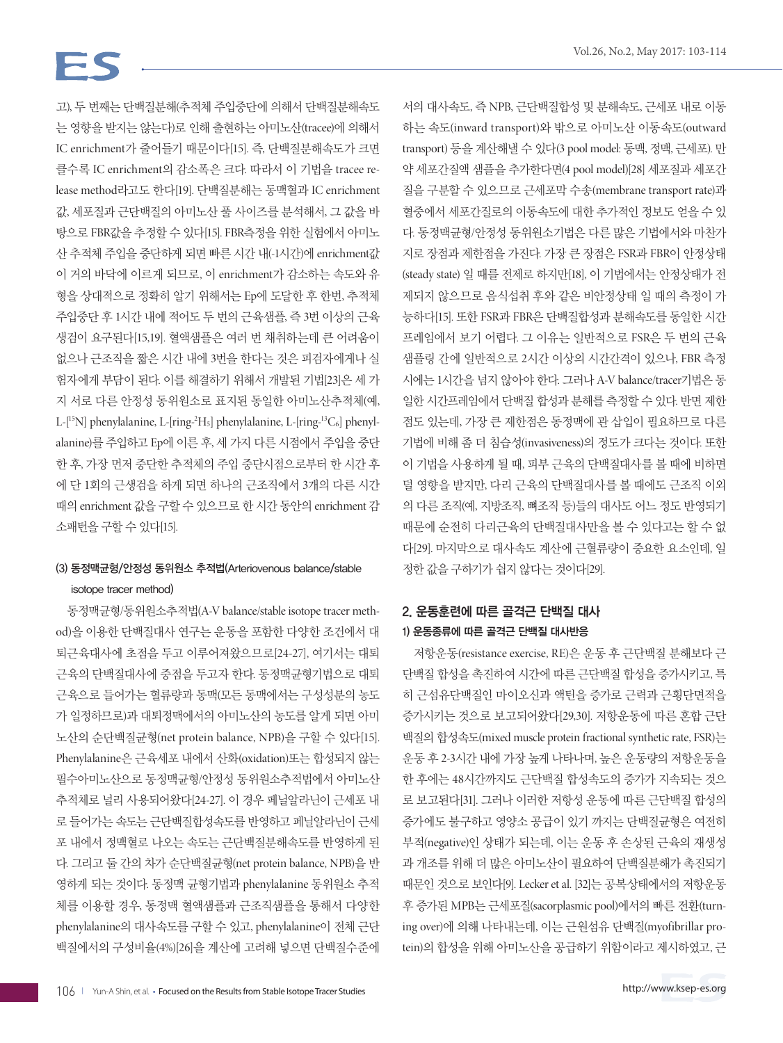고), 두 번째는 단백질분해(추적체 주입중단에 의해서 단백질분해속도는 영향을 받지는 않는다)로 인해 출현하는 아미노산(tracee)에 의해서 IC enrichment가 줄어들기 때문이다[15]. 즉, 단백질분해속도가 크면 클수록 IC enrichment의 감소폭은 크다. 따라서 이 기법을 tracee release method라고도 한다[19]. 단백질분해는 동맥혈과 IC enrichment 값, 세포질과 근단백질의 아미노산 풀 사이즈를 분석해서, 그 값을 바탕으로 FBR값을 추정할 수 있다[15]. FBR측정을 위한 실험에서 아미노산 추적체 주입을 중단하게 되면 빠른 시간 내(~1시간)에 enrichment값이 거의 바닥에 이르게 되므로, 이 enrichment가 감소하는 속도와 유형을 상대적으로 정확히 알기 위해서는 Ep에 도달한 후 한번, 추적체 주입중단 후 1시간 내에 적어도 두 번의 근육샘플, 즉 3번 이상의 근육생검이 요구된다[15,19]. 혈액샘플은 여러 번 채취하는데 큰 어려움이 없으나 근조직을 짧은 시간 내에 3번을 한다는 것은 피검자에게나 실험자에게 부담이 된다. 이를 해결하기 위해서 개발된 기법[23]은 세 가지 서로 다른 안정성 동위원소로 표지된 동일한 아미노산추적체(예, L-[$^{15}$N] phenylalanine, L-[ring-$^{2}H_5$] phenylalanine, L-[ring-$^{13}C_6$] phenylalanine)를 주입하고 Ep에 이른 후, 세 가지 다른 시점에서 주입을 중단한 후, 가장 먼저 중단한 추적체의 주입 중단시점으로부터 한 시간 후에 단 1회의 근생검을 하게 되면 하나의 근조직에서 3개의 다른 시간 때의 enrichment 값을 구할 수 있으므로 한 시간 동안의 enrichment 감소패턴을 구할 수 있다[15].

#### (3) 동정맥균형/안정성 동위원소 추적법(Arteriovenous balance/stable isotope tracer method)

동정맥균형/동위원소추적법(A-V balance/stable isotope tracer method)을 이용한 단백질대사 연구는 운동을 포함한 다양한 조건에서 대퇴근육대사에 초점을 두고 이루어져왔으므로[24-27], 여기서는 대퇴근육의 단백질대사에 중점을 두고자 한다. 동정맥균형기법으로 대퇴근육으로 들어가는 혈류량과 동맥(모든 동맥에서는 구성성분의 농도가 일정하므로)과 대퇴정맥에서의 아미노산의 농도를 알게 되면 아미노산의 순단백질균형(net protein balance, NPB)을 구할 수 있다[15]. Phenylalanine은 근육세포 내에서 산화(oxidation)또는 합성되지 않는 필수아미노산으로 동정맥균형/안정성 동위원소추적법에서 아미노산 추적체로 널리 사용되어왔다[24-27]. 이 경우 페닐알라닌이 근세포 내로 들어가는 속도는 근단백질합성속도를 반영하고 페닐알라닌이 근세포 내에서 정맥혈로 나오는 속도는 근단백질분해속도를 반영하게 된다. 그리고 둘 간의 차가 순단백질균형(net protein balance, NPB)을 반영하게 되는 것이다. 동정맥 균형기법과 phenylalanine 동위원소 추적체를 이용할 경우, 동정맥 혈액샘플과 근조직샘플을 통해서 다양한 phenylalanine의 대사속도를 구할 수 있고, phenylalanine이 전체 근단백질에서의 구성비율(4%)[26]을 계산에 고려해 넣으면 단백질수준에서의 대사속도, 즉 NPB, 근단백질합성 및 분해속도, 근세포 내로 이동하는 속도(inward transport)와 밖으로 아미노산 이동속도(outward transport) 등을 계산해낼 수 있다(3 pool model: 동맥, 정맥, 근세포). 만약 세포간질액 샘플을 추가한다면(4 pool model)[28] 세포질과 세포간질을 구분할 수 있으므로 근세포막 수송(membrane transport rate)과 혈중에서 세포간질로의 이동속도에 대한 추가적인 정보도 얻을 수 있다. 동정맥균형/안정성 동위원소기법은 다른 많은 기법에서와 마찬가지로 장점과 제한점을 가진다. 가장 큰 장점은 FSR과 FBR이 안정상태(steady state) 일 때를 전제로 하지만[18], 이 기법에서는 안정상태가 전제되지 않으므로 음식섭취 후와 같은 비안정상태 일 때의 측정이 가능하다[15]. 또한 FSR과 FBR은 단백질합성과 분해속도를 동일한 시간 프레임에서 보기 어렵다. 그 이유는 일반적으로 FSR은 두 번의 근육샘플링 간에 일반적으로 2시간 이상의 시간간격이 있으나, FBR 측정 시에는 1시간을 넘지 않아야 한다. 그러나 A-V balance/tracer기법은 동일한 시간프레임에서 단백질 합성과 분해를 측정할 수 있다. 반면 제한점도 있는데, 가장 큰 제한점은 동정맥에 관 삽입이 필요하므로 다른 기법에 비해 좀 더 침습성(invasiveness)의 정도가 크다는 것이다. 또한 이 기법을 사용하게 될 때, 피부 근육의 단백질대사를 볼 때에 비하면 덜 영향을 받지만, 다리 근육의 단백질대사를 볼 때에도 근조직 이외의 다른 조직(예, 지방조직, 뼈조직 등)들의 대사도 어느 정도 반영되기 때문에 순전히 다리근육의 단백질대사만을 볼 수 있다고는 할 수 없다[29]. 마지막으로 대사속도 계산에 근혈류량이 중요한 요소인데, 일정한 값을 구하기가 쉽지 않다는 것이다[29].

## 2. 운동훈련에 따른 골격근 단백질 대사

### 1) 운동종류에 따른 골격근 단백질 대사반응

저항운동(resistance exercise, RE)은 운동 후 근단백질 분해보다 근단백질 합성을 촉진하여 시간에 따른 근단백질 합성을 증가시키고, 특히 근섬유단백질인 마이오신과 액틴을 증가로 근력과 근형단면적을 증가시키는 것으로 보고되어왔다[29,30]. 저항운동에 따른 혼합 근단백질의 합성속도(mixed muscle protein fractional synthetic rate, FSR)는 운동 후 2-3시간 내에 가장 높게 나타나며, 높은 운동량의 저항운동을 한 후에는 48시간까지도 근단백질 합성속도의 증가가 지속되는 것으로 보고된다[31]. 그러나 이러한 저항성 운동에 따른 근단백질 합성의 증가에도 불구하고 영양소 공급이 있기 까지는 단백질균형은 여전히 부적(negative)인 상태가 되는데, 이는 운동 후 손상된 근육의 재생성과 개조를 위해 더 많은 아미노산이 필요하여 단백질분해가 촉진되기 때문인 것으로 보인다[9]. Lecker et al. [32]는 공복상태에서의 저항운동 후 증가된 MPB는 근세포질(sacorplasmic pool)에서의 빠른 전환(turning over)에 의해 나타내는데, 이는 근원섬유 단백질(myofibrillar protein)의 합성을 위해 아미노산을 공급하기 위함이라고 제시하였고, 근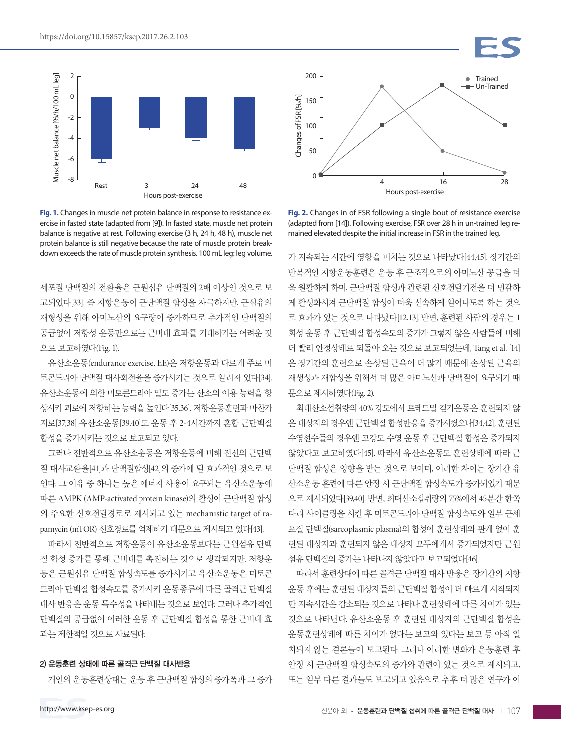Muscle net balance [%/h/100 mL leg]

2

0

-2

-4

-6

-8

Rest

3

24

48

Hours post-exercise

**Fig. 1.** Changes in muscle net protein balance in response to resistance exercise in fasted state (adapted from [9]). In fasted state, muscle net protein balance is negative at rest. Following exercise (3 h, 24 h, 48 h), muscle net protein balance is still negative because the rate of muscle protein breakdown exceeds the rate of muscle protein synthesis. 100 mL leg: leg volume.

Changes of FSR [%/h]

200

150

100

50

0

4

16

28

Hours post-exercise

Trained

Un-Trained

**Fig. 2.** Changes in of FSR following a single bout of resistance exercise (adapted from [14]). Following exercise, FSR over 28 h in un-trained leg remained elevated despite the initial increase in FSR in the trained leg.

세포질 단백질의 전환율은 근원섬유 단백질의 2배 이상인 것으로 보고되었다[33]. 즉 저항운동이 근단백질 합성을 자극하지만, 근섬유의 재형성을 위해 아미노산의 요구량이 증가하므로 추가적인 단백질의 공급없이 저항성 운동만으로는 근비대 효과를 기대하기는 어려운 것으로 보고하였다(Fig. 1).

유산소운동(endurance exercise, EE)은 저항운동과 다르게 주로 미토콘드리아 단백질 대사회전율을 증가시키는 것으로 알려져 있다[34]. 유산소운동에 의한 미토콘드리아 밀도 증가는 산소의 이용 능력을 향상시켜 피로에 저항하는 능력을 높인다[35,36]. 저항운동훈련과 마찬가지로[37,38] 유산소운동[39,40]도 운동 후 2-4시간까지 혼합 근단백질 합성을 증가시키는 것으로 보고되고 있다.

그러나 전반적으로 유산소운동은 저항운동에 비해 전신의 근단백질 대사회환율[41]과 단백질합성[42]의 증가에 덜 효과적인 것으로 보인다. 그 이유 중 하나는 높은 에너지 사용이 요구되는 유산소운동에 따른 AMPK (AMP-activated protein kinase)의 활성이 근단백질 합성의 주요한 신호전달경로로 제시되고 있는 mechanistic target of rapamycin (mTOR) 신호경로를 억제하기 때문으로 제시되고 있다[43].

따라서 전반적으로 저항운동이 유산소운동보다는 근원섬유 단백질 합성 증가를 통해 근비대를 촉진하는 것으로 생각되지만, 저항운동은 근원섬유 단백질 합성속도를 증가시키고 유산소운동은 미토콘드리아 단백질 합성속도를 증가시켜 운동종류에 따른 골격근 단백질 대사 반응은 운동 특수성을 나타내는 것으로 보인다. 그러나 추가적인 단백질의 공급없이 이러한 운동 후 근단백질 합성을 통한 근비대 효과는 제한적일 것으로 사료된다.

### 2) 운동훈련 상태에 따른 골격근 단백질 대사반응

개인의 운동훈련상태는 운동 후 근단백질 합성의 증가폭과 그 증가가 지속되는 시간에 영향을 미치는 것으로 나타났다[44,45]. 장기간의 반복적인 저항운동훈련은 운동 후 근조직으로의 아미노산 공급을 더욱 원활하게 하며, 근단백질 합성과 관련된 신호전달기전을 더 민감하게 활성화시켜 근단백질 합성이 더욱 신속하게 일어나도록 하는 것으로 효과가 있는 것으로 나타났다[12,13]. 반면, 훈련된 사람의 경우는 1회성 운동 후 근단백질 합성속도의 증가가 그렇지 않은 사람들에 비해 더 빨리 안정상태로 되돌아 오는 것으로 보고되었는데, Tang et al. [14]은 장기간의 훈련으로 손상된 근육이 더 많기 때문에 손상된 근육의 재생성과 재합성을 위해서 더 많은 아미노산과 단백질이 요구되기 때문으로 제시하였다(Fig. 2).

최대산소섭취량의 40% 강도에서 트레드밀 걷기운동은 훈련되지 않은 대상자의 경우엔 근단백질 합성반응을 증가시켰으나[34,42], 훈련된 수영선수들의 경우엔 고강도 수영 운동 후 근단백질 합성은 증가되지 않았다고 보고하였다[45]. 따라서 유산소운동도 훈련상태에 따라 근단백질 합성은 영향을 받는 것으로 보이며, 이러한 차이는 장기간 유산소운동 훈련에 따른 안정 시 근단백질 합성속도가 증가되었기 때문으로 제시되었다[39,40]. 반면, 최대산소섭취량의 75%에서 45분간 한쪽 다리 사이클링을 시킨 후 미토콘드리아 단백질 합성속도와 일부 근세포질 단백질(sarcoplasmic plasma)의 합성이 훈련상태와 관계 없이 훈련된 대상자와 훈련되지 않은 대상자 모두에게서 증가되었지만 근원섬유 단백질의 증가는 나타나지 않았다고 보고되었다[46].

따라서 훈련상태에 따른 골격근 단백질 대사 반응은 장기간의 저항운동 후에는 훈련된 대상자들의 근단백질 합성이 더 빠르게 시작되지만 지속시간은 감소되는 것으로 나타나 훈련상태에 따른 차이가 있는 것으로 나타난다. 유산소운동 후 훈련된 대상자의 근단백질 합성은 운동훈련상태에 따른 차이가 없다는 보고와 있다는 보고 등 아직 일치되지 않는 결론들이 보고된다. 그러나 이러한 변화가 운동훈련 후 안정 시 근단백질 합성속도의 증가와 관련이 있는 것으로 제시되고, 또는 일부 다른 결과들도 보고되고 있음으로 추후 더 많은 연구가 이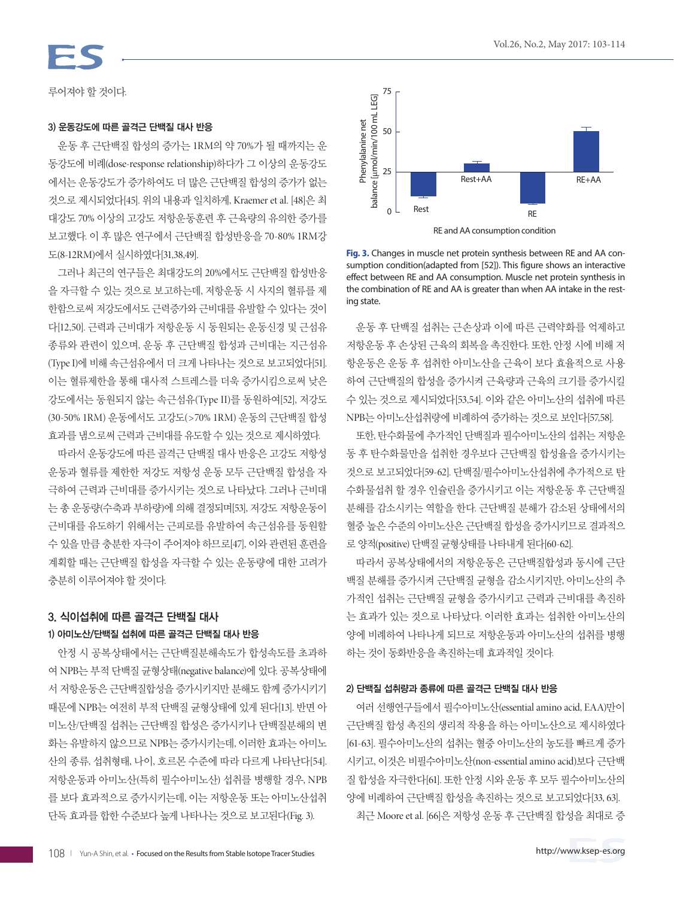루어져야 할 것이다.

### 3) 운동강도에 따른 골격근 단백질 대사 반응

운동 후 근단백질 합성의 증가는 1RM의 약 70%가 될 때까지는 운동강도에 비례(dose-response relationship)하다가 그 이상의 운동강도에서는 운동강도가 증가하여도 더 많은 근단백질 합성의 증가가 없는 것으로 제시되었다[45]. 위의 내용과 일치하게, Kraemer et al. [48]은 최대강도 70% 이상의 고강도 저항운동훈련 후 근육량의 유의한 증가를 보고했다. 이 후 많은 연구에서 근단백질 합성반응을 70-80% 1RM강도(8-12RM)에서 실시하였다[31,38,49].

그러나 최근의 연구들은 최대강도의 20%에서도 근단백질 합성반응을 자극할 수 있는 것으로 보고하는데, 저항운동 시 사지의 혈류를 제한함으로써 저강도에서도 근력증가와 근비대를 유발할 수 있다는 것이다[12,50]. 근력과 근비대가 저항운동 시 동원되는 운동신경 및 근섬유 종류와 관련이 있으며, 운동 후 근단백질 합성과 근비대는 지근섬유(Type I)에 비해 속근섬유에서 더 크게 나타나는 것으로 보고되었다[51]. 이는 혈류제한을 통해 대사적 스트레스를 더욱 증가시킴으로써 낮은 강도에서는 동원되지 않는 속근섬유(Type II)를 동원하여[52], 저강도(30-50% 1RM) 운동에서도 고강도(>70% 1RM) 운동의 근단백질 합성 효과를 냄으로써 근력과 근비대를 유도할 수 있는 것으로 제시하였다.

따라서 운동강도에 따른 골격근 단백질 대사 반응은 고강도 저항성 운동과 혈류를 제한한 저강도 저항성 운동 모두 근단백질 합성을 자극하여 근력과 근비대를 증가시키는 것으로 나타났다. 그러나 근비대는 총 운동량(수축과 부하량)에 의해 결정되며[53], 저강도 저항운동이 근비대를 유도하기 위해서는 근피로를 유발하여 속근섬유를 동원할 수 있을 만큼 충분한 자극이 주어져야 하므로[47], 이와 관련된 훈련을 계획할 때는 근단백질 합성을 자극할 수 있는 운동량에 대한 고려가 충분히 이루어져야 할 것이다.

## 3. 식이섭취에 따른 골격근 단백질 대사

### 1) 아미노산/단백질 섭취에 따른 골격근 단백질 대사 반응

안정 시 공복상태에서는 근단백질분해속도가 합성속도를 초과하여 NPB는 부적 단백질 균형상태(negative balance)에 있다. 공복상태에서 저항운동은 근단백질합성을 증가시키지만 분해도 함께 증가시키기 때문에 NPB는 여전히 부적 단백질 균형상태에 있게 된다[13]. 반면 아미노산/단백질 섭취는 근단백질 합성은 증가시키나 단백질분해의 변화는 유발하지 않으므로 NPB는 증가시키는데, 이러한 효과는 아미노산의 종류, 섭취형태, 나이, 호르몬 수준에 따라 다르게 나타난다[54]. 저항운동과 아미노산(특히 필수아미노산) 섭취를 병행할 경우, NPB를 보다 효과적으로 증가시키는데, 이는 저항운동 또는 아미노산섭취 단독 효과를 합한 수준보다 높게 나타나는 것으로 보고된다(Fig. 3).

Phenylalanine net balance [μmol/min/100 mL LEG]
75
50
25
0
Rest
Rest+AA
RE
RE+AA
RE and AA consumption condition

**Fig. 3.** Changes in muscle net protein synthesis between RE and AA consumption condition(adapted from [52]). This figure shows an interactive effect between RE and AA consumption. Muscle net protein synthesis in the combination of RE and AA is greater than when AA intake in the resting state.

운동 후 단백질 섭취는 근손상과 이에 따른 근력약화를 억제하고 저항운동 후 손상된 근육의 회복을 촉진한다. 또한, 안정 시에 비해 저항운동은 운동 후 섭취한 아미노산을 근육이 보다 효율적으로 사용하여 근단백질의 합성을 증가시켜 근육량과 근육의 크기를 증가시킬 수 있는 것으로 제시되었다[53,54]. 이와 같은 아미노산의 섭취에 따른 NPB는 아미노산섭취량에 비례하여 증가하는 것으로 보인다[57,58].

또한, 탄수화물에 추가적인 단백질과 필수아미노산의 섭취는 저항운동 후 탄수화물만을 섭취한 경우보다 근단백질 합성율을 증가시키는 것으로 보고되었다[59-62]. 단백질/필수아미노산섭취에 추가적으로 탄수화물섭취 할 경우 인슐린을 증가시키고 이는 저항운동 후 근단백질 분해를 감소시키는 역할을 한다. 근단백질 분해가 감소된 상태에서의 혈중 높은 수준의 아미노산은 근단백질 합성을 증가시키므로 결과적으로 양적(positive) 단백질 균형상태를 나타내게 된다[60-62].

따라서 공복상태에서의 저항운동은 근단백질합성과 동시에 근단백질 분해를 증가시켜 근단백질 균형을 감소시키지만, 아미노산의 추가적인 섭취는 근단백질 균형을 증가시키고 근력과 근비대를 촉진하는 효과가 있는 것으로 나타났다. 이러한 효과는 섭취한 아미노산의 양에 비례하여 나타나게 되므로 저항운동과 아미노산의 섭취를 병행하는 것이 동화반응을 촉진하는데 효과적일 것이다.

### 2) 단백질 섭취량과 종류에 따른 골격근 단백질 대사 반응

여러 선행연구들에서 필수아미노산(essential amino acid, EAA)만이 근단백질 합성 촉진의 생리적 작용을 하는 아미노산으로 제시하였다[61-63]. 필수아미노산의 섭취는 혈중 아미노산의 농도를 빠르게 증가시키고, 이것은 비필수아미노산(non-essential amino acid)보다 근단백질 합성을 자극한다[61]. 또한 안정 시와 운동 후 모두 필수아미노산의 양에 비례하여 근단백질 합성을 촉진하는 것으로 보고되었다[33, 63].

최근 Moore et al. [66]은 저항성 운동 후 근단백질 합성을 최대로 증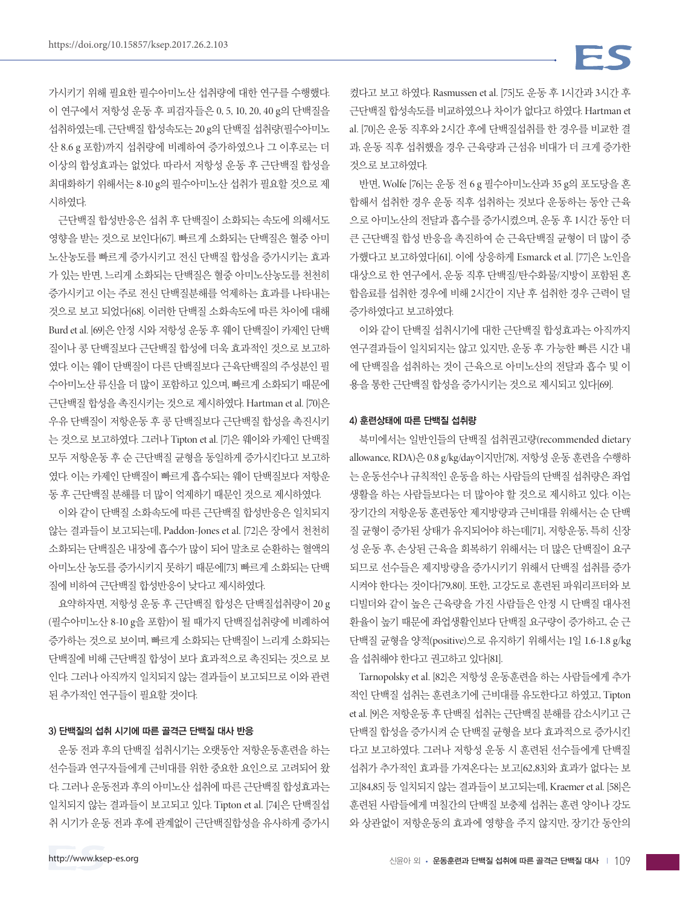가시키기 위해 필요한 필수아미노산 섭취량에 대한 연구를 수행했다. 이 연구에서 저항성 운동 후 피검자들은 0, 5, 10, 20, 40 g의 단백질을 섭취하였는데, 근단백질 합성속도는 20 g의 단백질 섭취량(필수아미노산 8.6 g 포함)까지 섭취량에 비례하여 증가하였으나 그 이후로는 더 이상의 합성효과는 없었다. 따라서 저항성 운동 후 근단백질 합성을 최대화하기 위해서는 8-10 g의 필수아미노산 섭취가 필요할 것으로 제시하였다.

근단백질 합성반응은 섭취 후 단백질이 소화되는 속도에 의해서도 영향을 받는 것으로 보인다[67]. 빠르게 소화되는 단백질은 혈중 아미노산농도를 빠르게 증가시키고 전신 단백질 합성을 증가시키는 효과가 있는 반면, 느리게 소화되는 단백질은 혈중 아미노산농도를 천천히 증가시키고 이는 주로 전신 단백질분해를 억제하는 효과를 나타내는 것으로 보고 되었다[68]. 이러한 단백질 소화속도에 따른 차이에 대해 Burd et al. [69]은 안정 시와 저항성 운동 후 웨이 단백질이 카제인 단백질이나 콩 단백질보다 근단백질 합성에 더욱 효과적인 것으로 보고하였다. 이는 웨이 단백질이 다른 단백질보다 근육단백질의 주성분인 필수아미노산 류신을 더 많이 포함하고 있으며, 빠르게 소화되기 때문에 근단백질 합성을 촉진시키는 것으로 제시하였다. Hartman et al. [70]은 우유 단백질이 저항운동 후 콩 단백질보다 근단백질 합성을 촉진시키는 것으로 보고하였다. 그러나 Tipton et al. [7]은 웨이와 카제인 단백질 모두 저항운동 후 순 근단백질 균형을 동일하게 증가시킨다고 보고하였다. 이는 카제인 단백질이 빠르게 흡수되는 웨이 단백질보다 저항운동 후 근단백질 분해를 더 많이 억제하기 때문인 것으로 제시하였다.

이와 같이 단백질 소화속도에 따른 근단백질 합성반응은 일치되지 않는 결과들이 보고되는데, Paddon-Jones et al. [72]은 장에서 천천히 소화되는 단백질은 내장에 흡수가 많이 되어 말초로 순환하는 혈액의 아미노산 농도를 증가시키지 못하기 때문에[73] 빠르게 소화되는 단백질에 비하여 근단백질 합성반응이 낮다고 제시하였다.

요약하자면, 저항성 운동 후 근단백질 합성은 단백질섭취량이 20 g (필수아미노산 8-10 g을 포함)이 될 때까지 단백질섭취량에 비례하여 증가하는 것으로 보이며, 빠르게 소화되는 단백질이 느리게 소화되는 단백질에 비해 근단백질 합성이 보다 효과적으로 촉진되는 것으로 보인다. 그러나 아직까지 일치되지 않는 결과들이 보고되므로 이와 관련된 추가적인 연구들이 필요할 것이다.

#### 3) 단백질의 섭취 시기에 따른 골격근 단백질 대사 반응

운동 전과 후의 단백질 섭취시기는 오랫동안 저항운동훈련을 하는 선수들과 연구자들에게 근비대를 위한 중요한 요인으로 고려되어 왔다. 그러나 운동전과 후의 아미노산 섭취에 따른 근단백질 합성효과는 일치되지 않는 결과들이 보고되고 있다. Tipton et al. [74]은 단백질섭취 시기가 운동 전과 후에 관계없이 근단백질합성을 유사하게 증가시켰다고 보고 하였다. Rasmussen et al. [75]도 운동 후 1시간과 3시간 후 근단백질 합성속도를 비교하였으나 차이가 없다고 하였다. Hartman et al. [70]은 운동 직후와 2시간 후에 단백질섭취를 한 경우를 비교한 결과, 운동 직후 섭취했을 경우 근육량과 근섬유 비대가 더 크게 증가한 것으로 보고하였다.

반면, Wolfe [76]는 운동 전 6 g 필수아미노산과 35 g의 포도당을 혼합해서 섭취한 경우 운동 직후 섭취하는 것보다 운동하는 동안 근육으로 아미노산의 전달과 흡수를 증가시켰으며, 운동 후 1시간 동안 더 큰 근단백질 합성 반응을 촉진하여 순 근육단백질 균형이 더 많이 증가했다고 보고하였다[61]. 이에 상응하게 Esmarck et al. [77]은 노인을 대상으로 한 연구에서, 운동 직후 단백질/탄수화물/지방이 포함된 혼합음료를 섭취한 경우에 비해 2시간이 지난 후 섭취한 경우 근력이 덜 증가하였다고 보고하였다.

이와 같이 단백질 섭취시기에 대한 근단백질 합성효과는 아직까지 연구결과들이 일치되지는 않고 있지만, 운동 후 가능한 빠른 시간 내에 단백질을 섭취하는 것이 근육으로 아미노산의 전달과 흡수 및 이용을 통한 근단백질 합성을 증가시키는 것으로 제시되고 있다[69].

#### 4) 훈련상태에 따른 단백질 섭취량

북미에서는 일반인들의 단백질 섭취권고량(recommended dietary allowance, RDA)은 0.8 g/kg/day이지만[78], 저항성 운동 훈련을 수행하는 운동선수나 규칙적인 운동을 하는 사람들의 단백질 섭취량은 좌업생활을 하는 사람들보다는 더 많아야 할 것으로 제시하고 있다. 이는 장기간의 저항운동 훈련동안 제지방량과 근비대를 위해서는 순 단백질 균형이 증가된 상태가 유지되어야 하는데[71], 저항운동, 특히 신장성 운동 후, 손상된 근육을 회복하기 위해서는 더 많은 단백질이 요구되므로 선수들은 제지방량을 증가시키기 위해서 단백질 섭취를 증가시켜야 한다는 것이다[79,80]. 또한, 고강도로 훈련된 파워리프터와 보디빌더와 같이 높은 근육량을 가진 사람들은 안정 시 단백질 대사전환율이 높기 때문에 좌업생활인보다 단백질 요구량이 증가하고, 순 근단백질 균형을 양적(positive)으로 유지하기 위해서는 1일 1.6-1.8 g/kg을 섭취해야 한다고 권고하고 있다[81].

Tarnopolsky et al. [82]은 저항성 운동훈련을 하는 사람들에게 추가적인 단백질 섭취는 훈련초기에 근비대를 유도한다고 하였고, Tipton et al. [9]은 저항운동 후 단백질 섭취는 근단백질 분해를 감소시키고 근단백질 합성을 증가시켜 순 단백질 균형을 보다 효과적으로 증가시킨다고 보고하였다. 그러나 저항성 운동 시 훈련된 선수들에게 단백질 섭취가 추가적인 효과를 가져온다는 보고[62,83]와 효과가 없다는 보고[84,85] 등 일치되지 않는 결과들이 보고되는데, Kraemer et al. [58]은 훈련된 사람들에게 며칠간의 단백질 보충제 섭취는 훈련 양이나 강도와 상관없이 저항운동의 효과에 영향을 주지 않지만, 장기간 동안의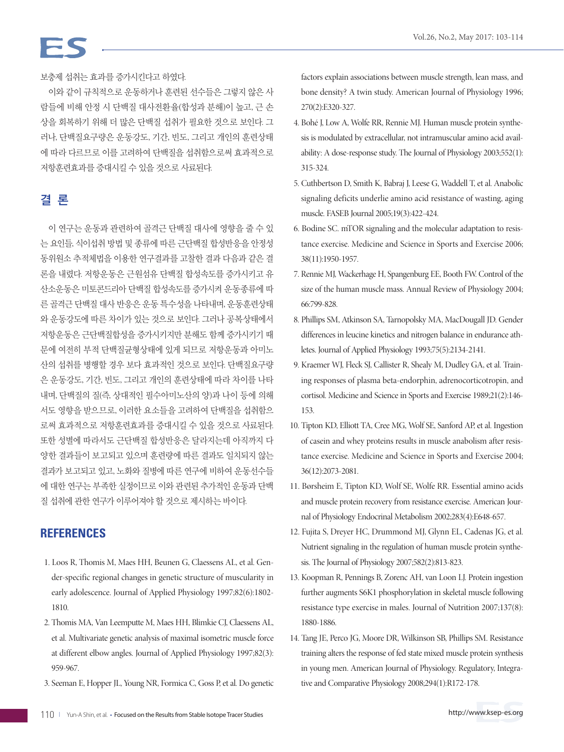보충제 섭취는 효과를 증가시킨다고 하였다.

이와 같이 규칙적으로 운동하거나 훈련된 선수들은 그렇지 않은 사람들에 비해 안정 시 단백질 대사전환율(합성과 분해)이 높고, 근 손상을 회복하기 위해 더 많은 단백질 섭취가 필요한 것으로 보인다. 그러나, 단백질요구량은 운동강도, 기간, 빈도, 그리고 개인의 훈련상태에 따라 다르므로 이를 고려하여 단백질을 섭취함으로써 효과적으로 저항훈련효과를 증대시킬 수 있을 것으로 사료된다.

## 결 론

이 연구는 운동과 관련하여 골격근 단백질 대사에 영향을 줄 수 있는 요인들, 식이섭취 방법 및 종류에 따른 근단백질 합성반응을 안정성 동위원소 추적체법을 이용한 연구결과를 고찰한 결과 다음과 같은 결론을 내렸다. 저항운동은 근원섬유 단백질 합성속도를 증가시키고 유산소운동은 미토콘드리아 단백질 합성속도를 증가시켜 운동종류에 따른 골격근 단백질 대사 반응은 운동 특수성을 나타내며, 운동훈련상태와 운동강도에 따른 차이가 있는 것으로 보인다. 그러나 공복상태에서 저항운동은 근단백질합성을 증가시키지만 분해도 함께 증가시키기 때문에 여전히 부적 단백질균형상태에 있게 되므로 저항운동과 아미노산의 섭취를 병행할 경우 보다 효과적인 것으로 보인다. 단백질요구량은 운동강도, 기간, 빈도, 그리고 개인의 훈련상태에 따라 차이를 나타내며, 단백질의 질(즉, 상대적인 필수아미노산의 양)과 나이 등에 의해서도 영향을 받으므로, 이러한 요소들을 고려하여 단백질을 섭취함으로써 효과적으로 저항훈련효과를 증대시킬 수 있을 것으로 사료된다. 또한 성별에 따라서도 근단백질 합성반응은 달라지는데 아직까지 다양한 결과들이 보고되고 있으며 훈련량에 따른 결과도 일치되지 않는 결과가 보고되고 있고, 노화와 질병에 따른 연구에 비하여 운동선수들에 대한 연구는 부족한 실정이므로 이와 관련된 추가적인 운동과 단백질 섭취에 관한 연구가 이루어져야 할 것으로 제시하는 바이다.

## REFERENCES

1. Loos R, Thomis M, Maes HH, Beunen G, Claessens AL, et al. Gender-specific regional changes in genetic structure of muscularity in early adolescence. Journal of Applied Physiology 1997;82(6):1802-1810.
2. Thomis MA, Van Leemputte M, Maes HH, Blimkie CJ, Claessens AL, et al. Multivariate genetic analysis of maximal isometric muscle force at different elbow angles. Journal of Applied Physiology 1997;82(3):959-967.
3. Seeman E, Hopper JL, Young NR, Formica C, Goss P, et al. Do genetic factors explain associations between muscle strength, lean mass, and bone density? A twin study. American Journal of Physiology 1996;270(2):E320-327.
4. Bohé J, Low A, Wolfe RR, Rennie MJ. Human muscle protein synthesis is modulated by extracellular, not intramuscular amino acid availability: A dose-response study. The Journal of Physiology 2003;552(1):315-324.
5. Cuthbertson D, Smith K, Babraj J, Leese G, Waddell T, et al. Anabolic signaling deficits underlie amino acid resistance of wasting, aging muscle. FASEB Journal 2005;19(3):422-424.
6. Bodine SC. mTOR signaling and the molecular adaptation to resistance exercise. Medicine and Science in Sports and Exercise 2006;38(11):1950-1957.
7. Rennie MJ, Wackerhage H, Spangenburg EE, Booth FW. Control of the size of the human muscle mass. Annual Review of Physiology 2004;66:799-828.
8. Phillips SM, Atkinson SA, Tarnopolsky MA, MacDougall JD. Gender differences in leucine kinetics and nitrogen balance in endurance athletes. Journal of Applied Physiology 1993;75(5):2134-2141.
9. Kraemer WJ, Fleck SJ, Callister R, Shealy M, Dudley GA, et al. Training responses of plasma beta-endorphin, adrenocorticotropin, and cortisol. Medicine and Science in Sports and Exercise 1989;21(2):146-153.
10. Tipton KD, Elliott TA, Cree MG, Wolf SE, Sanford AP, et al. Ingestion of casein and whey proteins results in muscle anabolism after resistance exercise. Medicine and Science in Sports and Exercise 2004;36(12):2073-2081.
11. Børsheim E, Tipton KD, Wolf SE, Wolfe RR. Essential amino acids and muscle protein recovery from resistance exercise. American Journal of Physiology Endocrinal Metabolism 2002;283(4):E648-657.
12. Fujita S, Dreyer HC, Drummond MJ, Glynn EL, Cadenas JG, et al. Nutrient signaling in the regulation of human muscle protein synthesis. The Journal of Physiology 2007;582(2):813-823.
13. Koopman R, Pennings B, Zorenc AH, van Loon LJ. Protein ingestion further augments S6K1 phosphorylation in skeletal muscle following resistance type exercise in males. Journal of Nutrition 2007;137(8):1880-1886.
14. Tang JE, Perco JG, Moore DR, Wilkinson SB, Phillips SM. Resistance training alters the response of fed state mixed muscle protein synthesis in young men. American Journal of Physiology. Regulatory, Integrative and Comparative Physiology 2008;294(1):R172-178.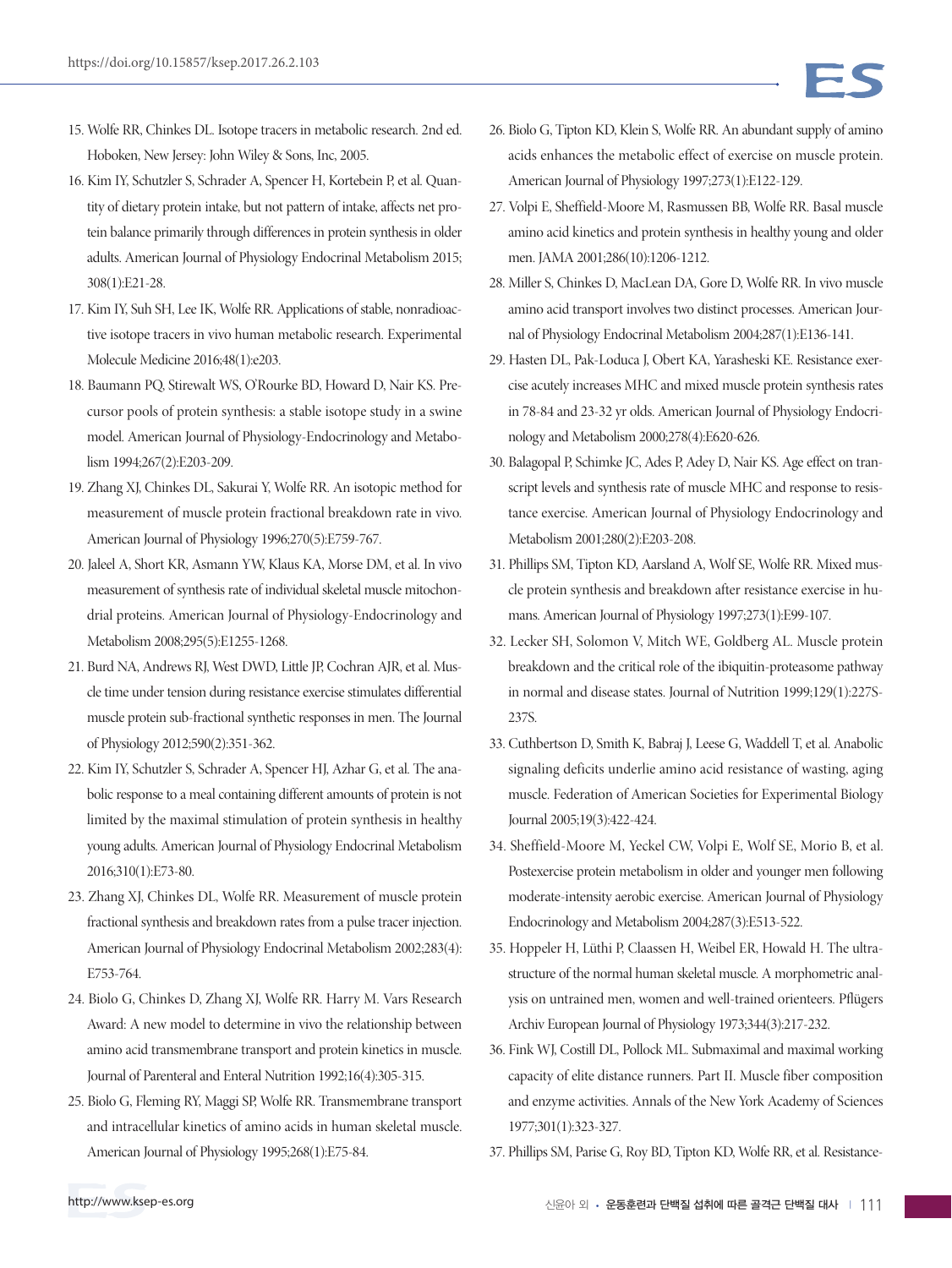15. Wolfe RR, Chinkes DL. Isotope tracers in metabolic research. 2nd ed. Hoboken, New Jersey: John Wiley & Sons, Inc, 2005.
16. Kim IY, Schutzler S, Schrader A, Spencer H, Kortebein P, et al. Quantity of dietary protein intake, but not pattern of intake, affects net protein balance primarily through differences in protein synthesis in older adults. American Journal of Physiology Endocrinal Metabolism 2015; 308(1):E21-28.
17. Kim IY, Suh SH, Lee IK, Wolfe RR. Applications of stable, nonradioactive isotope tracers in vivo human metabolic research. Experimental Molecule Medicine 2016;48(1):e203.
18. Baumann PQ, Stirewalt WS, O'Rourke BD, Howard D, Nair KS. Precursor pools of protein synthesis: a stable isotope study in a swine model. American Journal of Physiology-Endocrinology and Metabolism 1994;267(2):E203-209.
19. Zhang XJ, Chinkes DL, Sakurai Y, Wolfe RR. An isotopic method for measurement of muscle protein fractional breakdown rate in vivo. American Journal of Physiology 1996;270(5):E759-767.
20. Jaleel A, Short KR, Asmann YW, Klaus KA, Morse DM, et al. In vivo measurement of synthesis rate of individual skeletal muscle mitochondrial proteins. American Journal of Physiology-Endocrinology and Metabolism 2008;295(5):E1255-1268.
21. Burd NA, Andrews RJ, West DWD, Little JP, Cochran AJR, et al. Muscle time under tension during resistance exercise stimulates differential muscle protein sub-fractional synthetic responses in men. The Journal of Physiology 2012;590(2):351-362.
22. Kim IY, Schutzler S, Schrader A, Spencer HJ, Azhar G, et al. The anabolic response to a meal containing different amounts of protein is not limited by the maximal stimulation of protein synthesis in healthy young adults. American Journal of Physiology Endocrinal Metabolism 2016;310(1):E73-80.
23. Zhang XJ, Chinkes DL, Wolfe RR. Measurement of muscle protein fractional synthesis and breakdown rates from a pulse tracer injection. American Journal of Physiology Endocrinal Metabolism 2002;283(4): E753-764.
24. Biolo G, Chinkes D, Zhang XJ, Wolfe RR. Harry M. Vars Research Award: A new model to determine in vivo the relationship between amino acid transmembrane transport and protein kinetics in muscle. Journal of Parenteral and Enteral Nutrition 1992;16(4):305-315.
25. Biolo G, Fleming RY, Maggi SP, Wolfe RR. Transmembrane transport and intracellular kinetics of amino acids in human skeletal muscle. American Journal of Physiology 1995;268(1):E75-84.
26. Biolo G, Tipton KD, Klein S, Wolfe RR. An abundant supply of amino acids enhances the metabolic effect of exercise on muscle protein. American Journal of Physiology 1997;273(1):E122-129.
27. Volpi E, Sheffield-Moore M, Rasmussen BB, Wolfe RR. Basal muscle amino acid kinetics and protein synthesis in healthy young and older men. JAMA 2001;286(10):1206-1212.
28. Miller S, Chinkes D, MacLean DA, Gore D, Wolfe RR. In vivo muscle amino acid transport involves two distinct processes. American Journal of Physiology Endocrinal Metabolism 2004;287(1):E136-141.
29. Hasten DL, Pak-Loduca J, Obert KA, Yarasheski KE. Resistance exercise acutely increases MHC and mixed muscle protein synthesis rates in 78-84 and 23-32 yr olds. American Journal of Physiology Endocrinology and Metabolism 2000;278(4):E620-626.
30. Balagopal P, Schimke JC, Ades P, Adey D, Nair KS. Age effect on transcript levels and synthesis rate of muscle MHC and response to resistance exercise. American Journal of Physiology Endocrinology and Metabolism 2001;280(2):E203-208.
31. Phillips SM, Tipton KD, Aarsland A, Wolf SE, Wolfe RR. Mixed muscle protein synthesis and breakdown after resistance exercise in humans. American Journal of Physiology 1997;273(1):E99-107.
32. Lecker SH, Solomon V, Mitch WE, Goldberg AL. Muscle protein breakdown and the critical role of the ibiquitin-proteasome pathway in normal and disease states. Journal of Nutrition 1999;129(1):227S-237S.
33. Cuthbertson D, Smith K, Babraj J, Leese G, Waddell T, et al. Anabolic signaling deficits underlie amino acid resistance of wasting, aging muscle. Federation of American Societies for Experimental Biology Journal 2005;19(3):422-424.
34. Sheffield-Moore M, Yeckel CW, Volpi E, Wolf SE, Morio B, et al. Postexercise protein metabolism in older and younger men following moderate-intensity aerobic exercise. American Journal of Physiology Endocrinology and Metabolism 2004;287(3):E513-522.
35. Hoppeler H, Lüthi P, Claassen H, Weibel ER, Howald H. The ultrastructure of the normal human skeletal muscle. A morphometric analysis on untrained men, women and well-trained orienteers. Pflügers Archiv European Journal of Physiology 1973;344(3):217-232.
36. Fink WJ, Costill DL, Pollock ML. Submaximal and maximal working capacity of elite distance runners. Part II. Muscle fiber composition and enzyme activities. Annals of the New York Academy of Sciences 1977;301(1):323-327.
37. Phillips SM, Parise G, Roy BD, Tipton KD, Wolfe RR, et al. Resistance-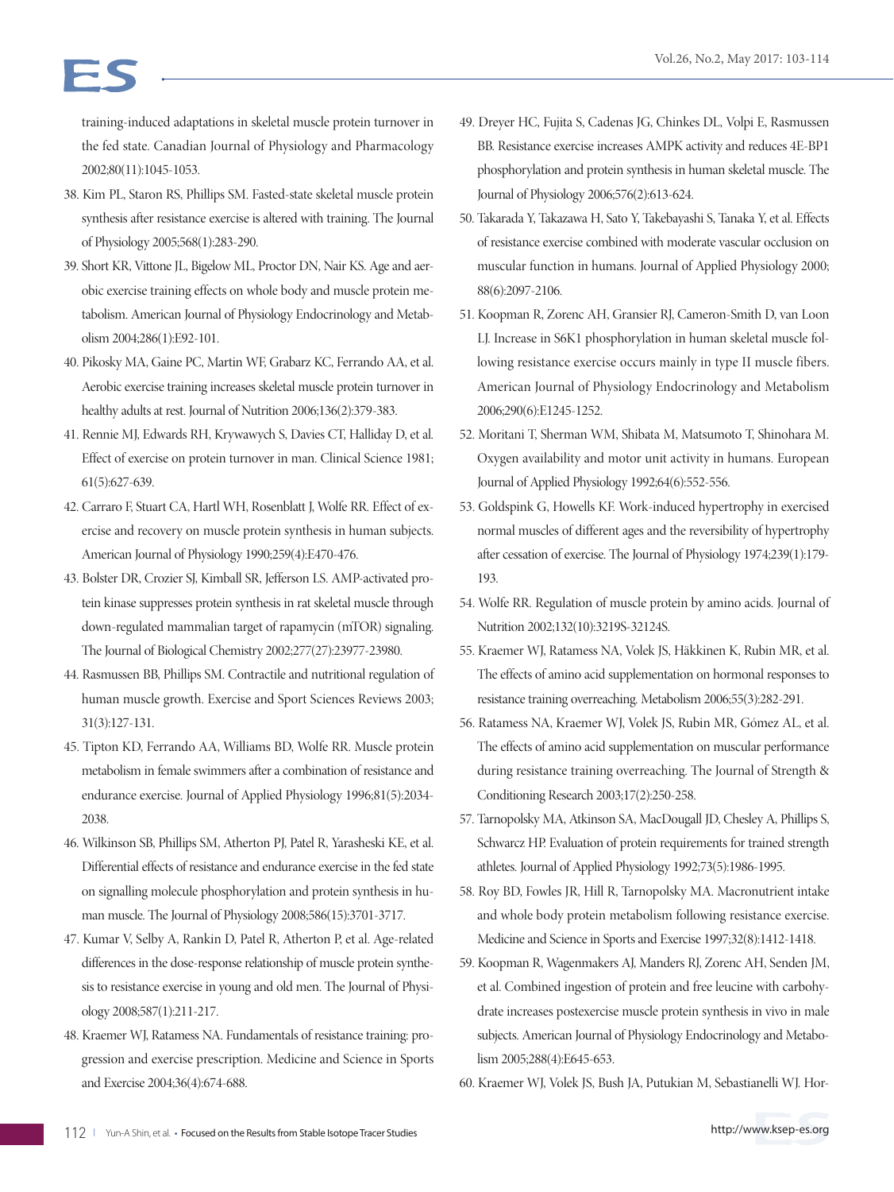training-induced adaptations in skeletal muscle protein turnover in the fed state. Canadian Journal of Physiology and Pharmacology 2002;80(11):1045-1053.

38. Kim PL, Staron RS, Phillips SM. Fasted-state skeletal muscle protein synthesis after resistance exercise is altered with training. The Journal of Physiology 2005;568(1):283-290.
39. Short KR, Vittone JL, Bigelow ML, Proctor DN, Nair KS. Age and aerobic exercise training effects on whole body and muscle protein metabolism. American Journal of Physiology Endocrinology and Metabolism 2004;286(1):E92-101.
40. Pikosky MA, Gaine PC, Martin WF, Grabarz KC, Ferrando AA, et al. Aerobic exercise training increases skeletal muscle protein turnover in healthy adults at rest. Journal of Nutrition 2006;136(2):379-383.
41. Rennie MJ, Edwards RH, Krywawych S, Davies CT, Halliday D, et al. Effect of exercise on protein turnover in man. Clinical Science 1981;61(5):627-639.
42. Carraro F, Stuart CA, Hartl WH, Rosenblatt J, Wolfe RR. Effect of exercise and recovery on muscle protein synthesis in human subjects. American Journal of Physiology 1990;259(4):E470-476.
43. Bolster DR, Crozier SJ, Kimball SR, Jefferson LS. AMP-activated protein kinase suppresses protein synthesis in rat skeletal muscle through down-regulated mammalian target of rapamycin (mTOR) signaling. The Journal of Biological Chemistry 2002;277(27):23977-23980.
44. Rasmussen BB, Phillips SM. Contractile and nutritional regulation of human muscle growth. Exercise and Sport Sciences Reviews 2003;31(3):127-131.
45. Tipton KD, Ferrando AA, Williams BD, Wolfe RR. Muscle protein metabolism in female swimmers after a combination of resistance and endurance exercise. Journal of Applied Physiology 1996;81(5):2034-2038.
46. Wilkinson SB, Phillips SM, Atherton PJ, Patel R, Yarasheski KE, et al. Differential effects of resistance and endurance exercise in the fed state on signalling molecule phosphorylation and protein synthesis in human muscle. The Journal of Physiology 2008;586(15):3701-3717.
47. Kumar V, Selby A, Rankin D, Patel R, Atherton P, et al. Age-related differences in the dose-response relationship of muscle protein synthesis to resistance exercise in young and old men. The Journal of Physiology 2008;587(1):211-217.
48. Kraemer WJ, Ratamess NA. Fundamentals of resistance training: progression and exercise prescription. Medicine and Science in Sports and Exercise 2004;36(4):674-688.
49. Dreyer HC, Fujita S, Cadenas JG, Chinkes DL, Volpi E, Rasmussen BB. Resistance exercise increases AMPK activity and reduces 4E-BP1 phosphorylation and protein synthesis in human skeletal muscle. The Journal of Physiology 2006;576(2):613-624.
50. Takarada Y, Takazawa H, Sato Y, Takebayashi S, Tanaka Y, et al. Effects of resistance exercise combined with moderate vascular occlusion on muscular function in humans. Journal of Applied Physiology 2000;88(6):2097-2106.
51. Koopman R, Zorenc AH, Gransier RJ, Cameron-Smith D, van Loon LJ. Increase in S6K1 phosphorylation in human skeletal muscle following resistance exercise occurs mainly in type II muscle fibers. American Journal of Physiology Endocrinology and Metabolism 2006;290(6):E1245-1252.
52. Moritani T, Sherman WM, Shibata M, Matsumoto T, Shinohara M. Oxygen availability and motor unit activity in humans. European Journal of Applied Physiology 1992;64(6):552-556.
53. Goldspink G, Howells KF. Work-induced hypertrophy in exercised normal muscles of different ages and the reversibility of hypertrophy after cessation of exercise. The Journal of Physiology 1974;239(1):179-193.
54. Wolfe RR. Regulation of muscle protein by amino acids. Journal of Nutrition 2002;132(10):3219S-32124S.
55. Kraemer WJ, Ratamess NA, Volek JS, Häkkinen K, Rubin MR, et al. The effects of amino acid supplementation on hormonal responses to resistance training overreaching. Metabolism 2006;55(3):282-291.
56. Ratamess NA, Kraemer WJ, Volek JS, Rubin MR, Gómez AL, et al. The effects of amino acid supplementation on muscular performance during resistance training overreaching. The Journal of Strength & Conditioning Research 2003;17(2):250-258.
57. Tarnopolsky MA, Atkinson SA, MacDougall JD, Chesley A, Phillips S, Schwarcz HP. Evaluation of protein requirements for trained strength athletes. Journal of Applied Physiology 1992;73(5):1986-1995.
58. Roy BD, Fowles JR, Hill R, Tarnopolsky MA. Macronutrient intake and whole body protein metabolism following resistance exercise. Medicine and Science in Sports and Exercise 1997;32(8):1412-1418.
59. Koopman R, Wagenmakers AJ, Manders RJ, Zorenc AH, Senden JM, et al. Combined ingestion of protein and free leucine with carbohydrate increases postexercise muscle protein synthesis in vivo in male subjects. American Journal of Physiology Endocrinology and Metabolism 2005;288(4):E645-653.
60. Kraemer WJ, Volek JS, Bush JA, Putukian M, Sebastianelli WJ. Hor-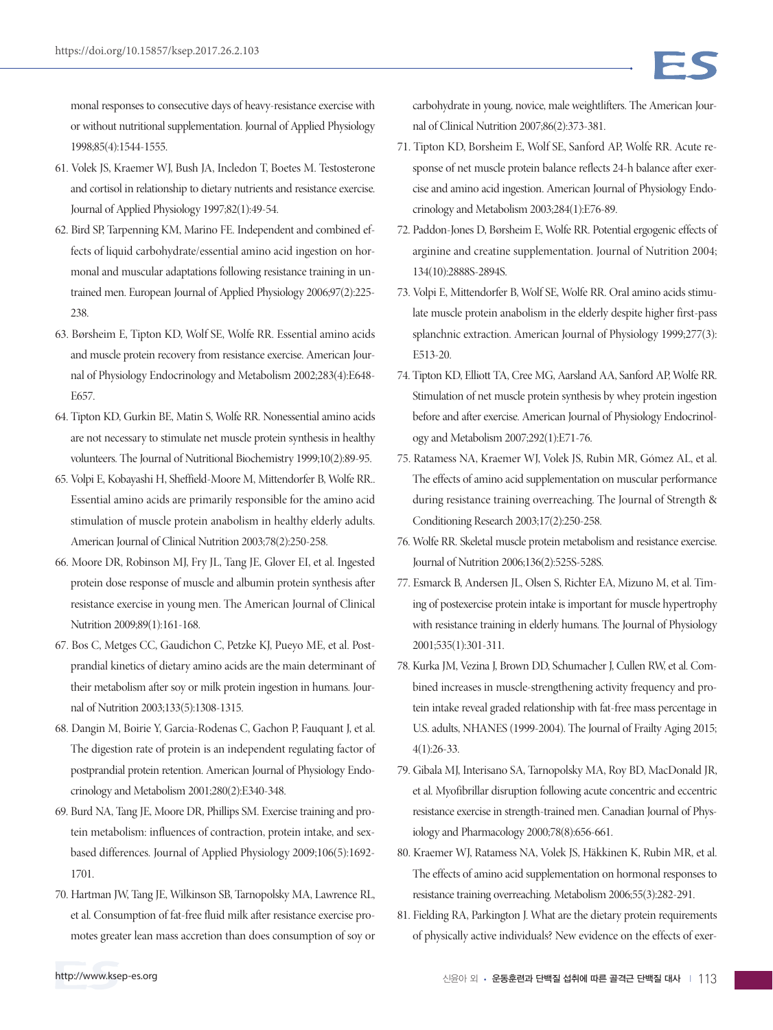monal responses to consecutive days of heavy-resistance exercise with or without nutritional supplementation. Journal of Applied Physiology 1998;85(4):1544-1555.

61. Volek JS, Kraemer WJ, Bush JA, Incledon T, Boetes M. Testosterone and cortisol in relationship to dietary nutrients and resistance exercise. Journal of Applied Physiology 1997;82(1):49-54.

62. Bird SP, Tarpenning KM, Marino FE. Independent and combined effects of liquid carbohydrate/essential amino acid ingestion on hormonal and muscular adaptations following resistance training in untrained men. European Journal of Applied Physiology 2006;97(2):225-238.

63. Børsheim E, Tipton KD, Wolf SE, Wolfe RR. Essential amino acids and muscle protein recovery from resistance exercise. American Journal of Physiology Endocrinology and Metabolism 2002;283(4):E648-E657.

64. Tipton KD, Gurkin BE, Matin S, Wolfe RR. Nonessential amino acids are not necessary to stimulate net muscle protein synthesis in healthy volunteers. The Journal of Nutritional Biochemistry 1999;10(2):89-95.

65. Volpi E, Kobayashi H, Sheffield-Moore M, Mittendorfer B, Wolfe RR.. Essential amino acids are primarily responsible for the amino acid stimulation of muscle protein anabolism in healthy elderly adults. American Journal of Clinical Nutrition 2003;78(2):250-258.

66. Moore DR, Robinson MJ, Fry JL, Tang JE, Glover EI, et al. Ingested protein dose response of muscle and albumin protein synthesis after resistance exercise in young men. The American Journal of Clinical Nutrition 2009;89(1):161-168.

67. Bos C, Metges CC, Gaudichon C, Petzke KJ, Pueyo ME, et al. Postprandial kinetics of dietary amino acids are the main determinant of their metabolism after soy or milk protein ingestion in humans. Journal of Nutrition 2003;133(5):1308-1315.

68. Dangin M, Boirie Y, Garcia-Rodenas C, Gachon P, Fauquant J, et al. The digestion rate of protein is an independent regulating factor of postprandial protein retention. American Journal of Physiology Endocrinology and Metabolism 2001;280(2):E340-348.

69. Burd NA, Tang JE, Moore DR, Phillips SM. Exercise training and protein metabolism: influences of contraction, protein intake, and sex-based differences. Journal of Applied Physiology 2009;106(5):1692-1701.

70. Hartman JW, Tang JE, Wilkinson SB, Tarnopolsky MA, Lawrence RL, et al. Consumption of fat-free fluid milk after resistance exercise promotes greater lean mass accretion than does consumption of soy or carbohydrate in young, novice, male weightlifters. The American Journal of Clinical Nutrition 2007;86(2):373-381.

71. Tipton KD, Borsheim E, Wolf SE, Sanford AP, Wolfe RR. Acute response of net muscle protein balance reflects 24-h balance after exercise and amino acid ingestion. American Journal of Physiology Endocrinology and Metabolism 2003;284(1):E76-89.

72. Paddon-Jones D, Børsheim E, Wolfe RR. Potential ergogenic effects of arginine and creatine supplementation. Journal of Nutrition 2004; 134(10):2888S-2894S.

73. Volpi E, Mittendorfer B, Wolf SE, Wolfe RR. Oral amino acids stimulate muscle protein anabolism in the elderly despite higher first-pass splanchnic extraction. American Journal of Physiology 1999;277(3): E513-20.

74. Tipton KD, Elliott TA, Cree MG, Aarsland AA, Sanford AP, Wolfe RR. Stimulation of net muscle protein synthesis by whey protein ingestion before and after exercise. American Journal of Physiology Endocrinology and Metabolism 2007;292(1):E71-76.

75. Ratamess NA, Kraemer WJ, Volek JS, Rubin MR, Gómez AL, et al. The effects of amino acid supplementation on muscular performance during resistance training overreaching. The Journal of Strength & Conditioning Research 2003;17(2):250-258.

76. Wolfe RR. Skeletal muscle protein metabolism and resistance exercise. Journal of Nutrition 2006;136(2):525S-528S.

77. Esmarck B, Andersen JL, Olsen S, Richter EA, Mizuno M, et al. Timing of postexercise protein intake is important for muscle hypertrophy with resistance training in elderly humans. The Journal of Physiology 2001;535(1):301-311.

78. Kurka JM, Vezina J, Brown DD, Schumacher J, Cullen RW, et al. Combined increases in muscle-strengthening activity frequency and protein intake reveal graded relationship with fat-free mass percentage in U.S. adults, NHANES (1999-2004). The Journal of Frailty Aging 2015; 4(1):26-33.

79. Gibala MJ, Interisano SA, Tarnopolsky MA, Roy BD, MacDonald JR, et al. Myofibrillar disruption following acute concentric and eccentric resistance exercise in strength-trained men. Canadian Journal of Physiology and Pharmacology 2000;78(8):656-661.

80. Kraemer WJ, Ratamess NA, Volek JS, Häkkinen K, Rubin MR, et al. The effects of amino acid supplementation on hormonal responses to resistance training overreaching. Metabolism 2006;55(3):282-291.

81. Fielding RA, Parkington J. What are the dietary protein requirements of physically active individuals? New evidence on the effects of exer-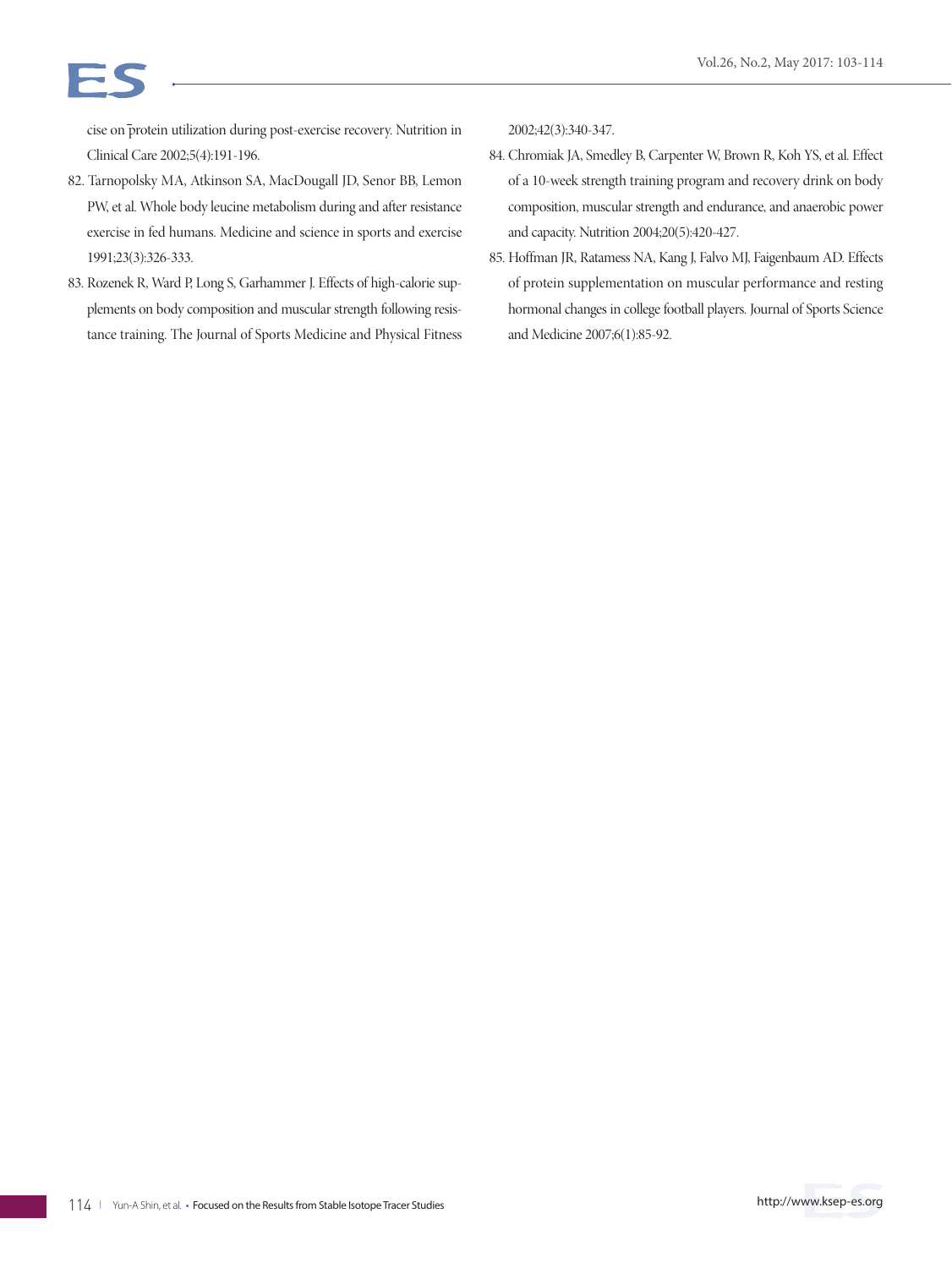cise on protein utilization during post-exercise recovery. Nutrition in Clinical Care 2002;5(4):191-196.

82. Tarnopolsky MA, Atkinson SA, MacDougall JD, Senor BB, Lemon PW, et al. Whole body leucine metabolism during and after resistance exercise in fed humans. Medicine and science in sports and exercise 1991;23(3):326-333.

83. Rozenek R, Ward P, Long S, Garhammer J. Effects of high-calorie supplements on body composition and muscular strength following resistance training. The Journal of Sports Medicine and Physical Fitness 2002;42(3):340-347.

84. Chromiak JA, Smedley B, Carpenter W, Brown R, Koh YS, et al. Effect of a 10-week strength training program and recovery drink on body composition, muscular strength and endurance, and anaerobic power and capacity. Nutrition 2004;20(5):420-427.

85. Hoffman JR, Ratamess NA, Kang J, Falvo MJ, Faigenbaum AD. Effects of protein supplementation on muscular performance and resting hormonal changes in college football players. Journal of Sports Science and Medicine 2007;6(1):85-92.